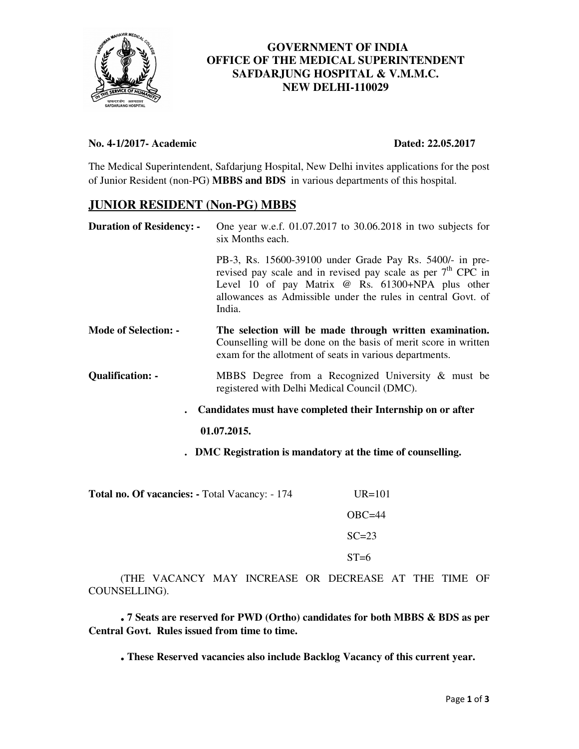**GOVERNMENT OF INDIA**
**OFFICE OF THE MEDICAL SUPERINTENDENT**
**SAFDARJUNG HOSPITAL & V.M.M.C.**
**NEW DELHI-110029**

**No. 4-1/2017- Academic** **Dated: 22.05.2017**

The Medical Superintendent, Safdarjung Hospital, New Delhi invites applications for the post of Junior Resident (non-PG) **MBBS and BDS** in various departments of this hospital.

## JUNIOR RESIDENT (Non-PG) MBBS

**Duration of Residency: -** One year w.e.f. 01.07.2017 to 30.06.2018 in two subjects for six Months each.

PB-3, Rs. 15600-39100 under Grade Pay Rs. 5400/- in pre-revised pay scale and in revised pay scale as per 7th CPC in Level 10 of pay Matrix @ Rs. 61300+NPA plus other allowances as Admissible under the rules in central Govt. of India.

**Mode of Selection: -** **The selection will be made through written examination.** Counselling will be done on the basis of merit score in written exam for the allotment of seats in various departments.

**Qualification: -** MBBS Degree from a Recognized University & must be registered with Delhi Medical Council (DMC).

- **Candidates must have completed their Internship on or after 01.07.2015.**
- **DMC Registration is mandatory at the time of counselling.**

**Total no. Of vacancies: -** Total Vacancy: - 174

UR=101
OBC=44
SC=23
ST=6

(THE VACANCY MAY INCREASE OR DECREASE AT THE TIME OF COUNSELLING).

- **7 Seats are reserved for PWD (Ortho) candidates for both MBBS & BDS as per Central Govt. Rules issued from time to time.**

- **These Reserved vacancies also include Backlog Vacancy of this current year.**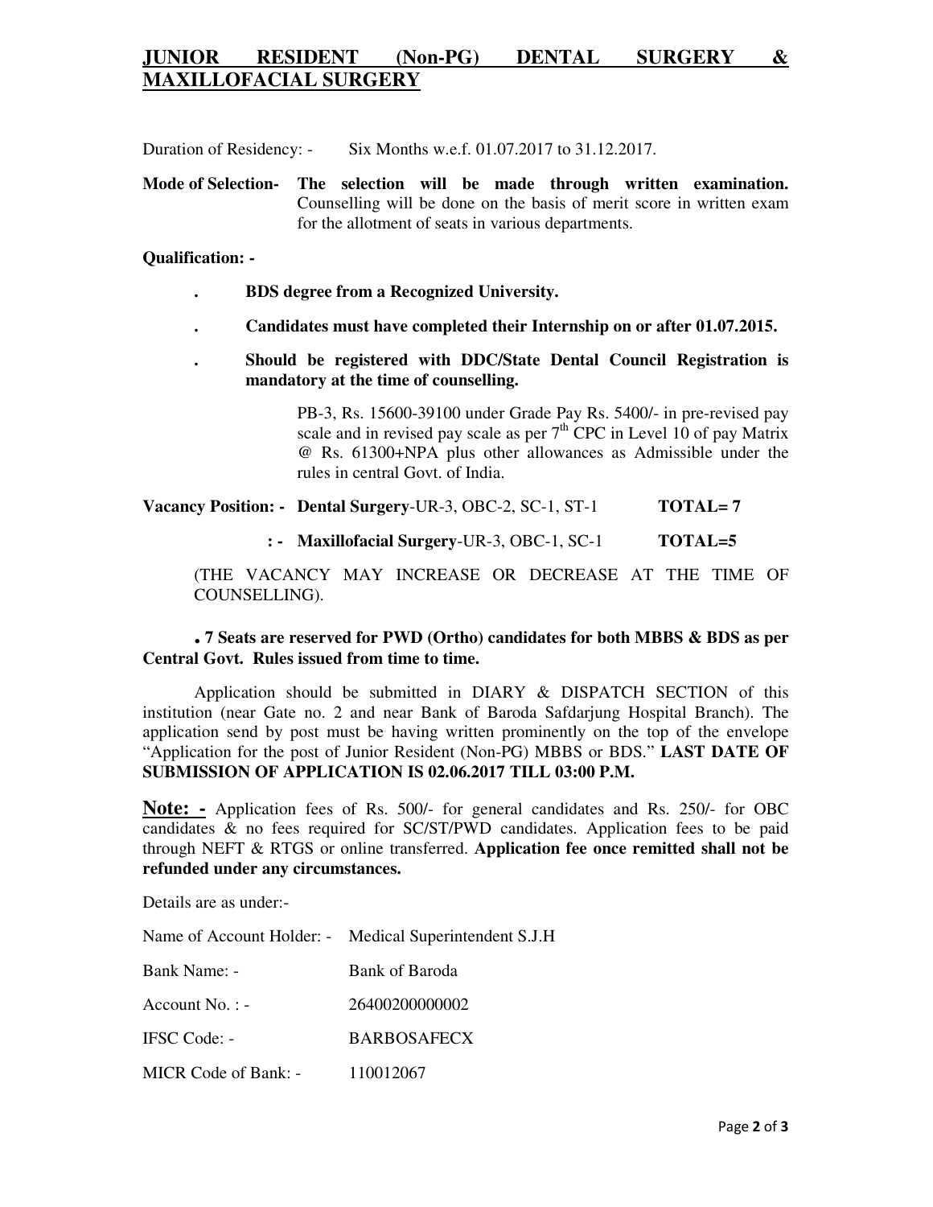## JUNIOR RESIDENT (Non-PG) DENTAL SURGERY & MAXILLOFACIAL SURGERY

Duration of Residency: - Six Months w.e.f. 01.07.2017 to 31.12.2017.

**Mode of Selection- The selection will be made through written examination.** Counselling will be done on the basis of merit score in written exam for the allotment of seats in various departments.

**Qualification: -**

- **BDS degree from a Recognized University.**
- **Candidates must have completed their Internship on or after 01.07.2015.**
- **Should be registered with DDC/State Dental Council Registration is mandatory at the time of counselling.**

PB-3, Rs. 15600-39100 under Grade Pay Rs. 5400/- in pre-revised pay scale and in revised pay scale as per 7th CPC in Level 10 of pay Matrix @ Rs. 61300+NPA plus other allowances as Admissible under the rules in central Govt. of India.

**Vacancy Position: - Dental Surgery**-UR-3, OBC-2, SC-1, ST-1 **TOTAL= 7**

**: - Maxillofacial Surgery**-UR-3, OBC-1, SC-1 **TOTAL=5**

(THE VACANCY MAY INCREASE OR DECREASE AT THE TIME OF COUNSELLING).

**. 7 Seats are reserved for PWD (Ortho) candidates for both MBBS & BDS as per Central Govt. Rules issued from time to time.**

Application should be submitted in DIARY & DISPATCH SECTION of this institution (near Gate no. 2 and near Bank of Baroda Safdarjung Hospital Branch). The application send by post must be having written prominently on the top of the envelope "Application for the post of Junior Resident (Non-PG) MBBS or BDS." **LAST DATE OF SUBMISSION OF APPLICATION IS 02.06.2017 TILL 03:00 P.M.**

**Note: -** Application fees of Rs. 500/- for general candidates and Rs. 250/- for OBC candidates & no fees required for SC/ST/PWD candidates. Application fees to be paid through NEFT & RTGS or online transferred. **Application fee once remitted shall not be refunded under any circumstances.**

Details are as under:-

Name of Account Holder: - Medical Superintendent S.J.H

Bank Name: - Bank of Baroda

Account No. : - 26400200000002

IFSC Code: - BARBOSAFECX

MICR Code of Bank: - 110012067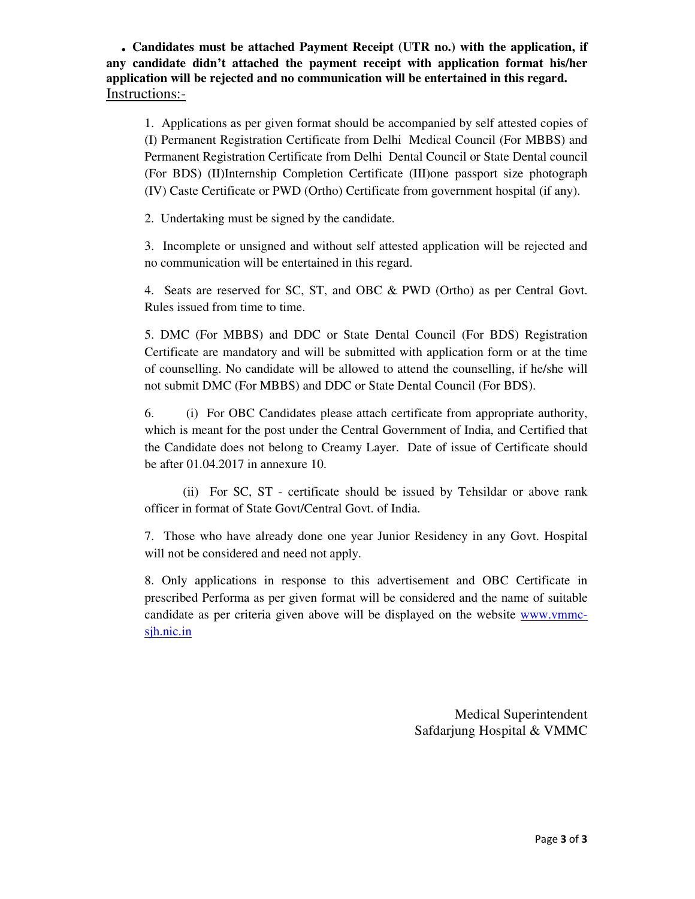- **Candidates must be attached Payment Receipt (UTR no.) with the application, if any candidate didn't attached the payment receipt with application format his/her application will be rejected and no communication will be entertained in this regard.**

Instructions:-

1. Applications as per given format should be accompanied by self attested copies of (I) Permanent Registration Certificate from Delhi Medical Council (For MBBS) and Permanent Registration Certificate from Delhi Dental Council or State Dental council (For BDS) (II)Internship Completion Certificate (III)one passport size photograph (IV) Caste Certificate or PWD (Ortho) Certificate from government hospital (if any).

2. Undertaking must be signed by the candidate.

3. Incomplete or unsigned and without self attested application will be rejected and no communication will be entertained in this regard.

4. Seats are reserved for SC, ST, and OBC & PWD (Ortho) as per Central Govt. Rules issued from time to time.

5. DMC (For MBBS) and DDC or State Dental Council (For BDS) Registration Certificate are mandatory and will be submitted with application form or at the time of counselling. No candidate will be allowed to attend the counselling, if he/she will not submit DMC (For MBBS) and DDC or State Dental Council (For BDS).

6. (i) For OBC Candidates please attach certificate from appropriate authority, which is meant for the post under the Central Government of India, and Certified that the Candidate does not belong to Creamy Layer. Date of issue of Certificate should be after 01.04.2017 in annexure 10.

   (ii) For SC, ST - certificate should be issued by Tehsildar or above rank officer in format of State Govt/Central Govt. of India.

7. Those who have already done one year Junior Residency in any Govt. Hospital will not be considered and need not apply.

8. Only applications in response to this advertisement and OBC Certificate in prescribed Performa as per given format will be considered and the name of suitable candidate as per criteria given above will be displayed on the website www.vmmc-sjh.nic.in

Medical Superintendent
Safdarjung Hospital & VMMC